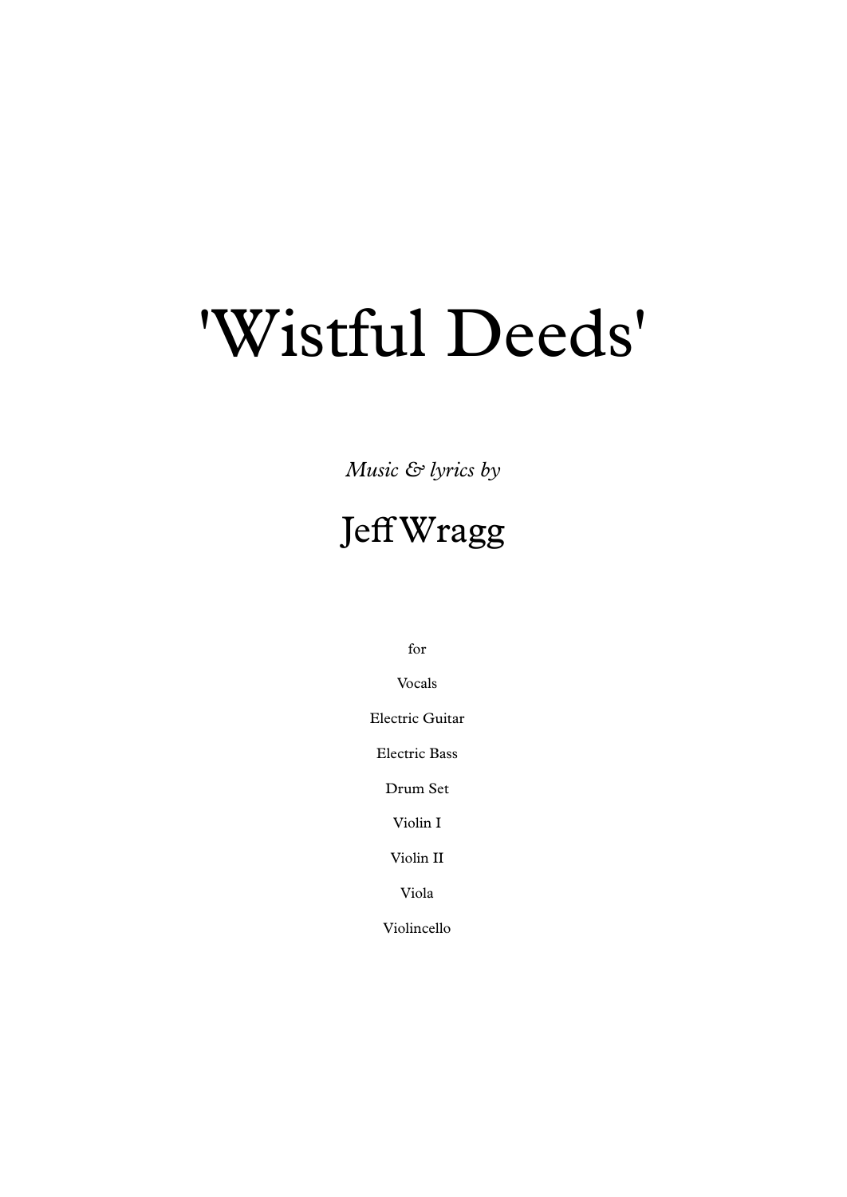# 'Wistful Deeds'

*Music & lyrics by*

## Jeff Wragg

for

Vocals

Electric Guitar

Electric Bass

Drum Set

Violin I

Violin II

Viola

Violincello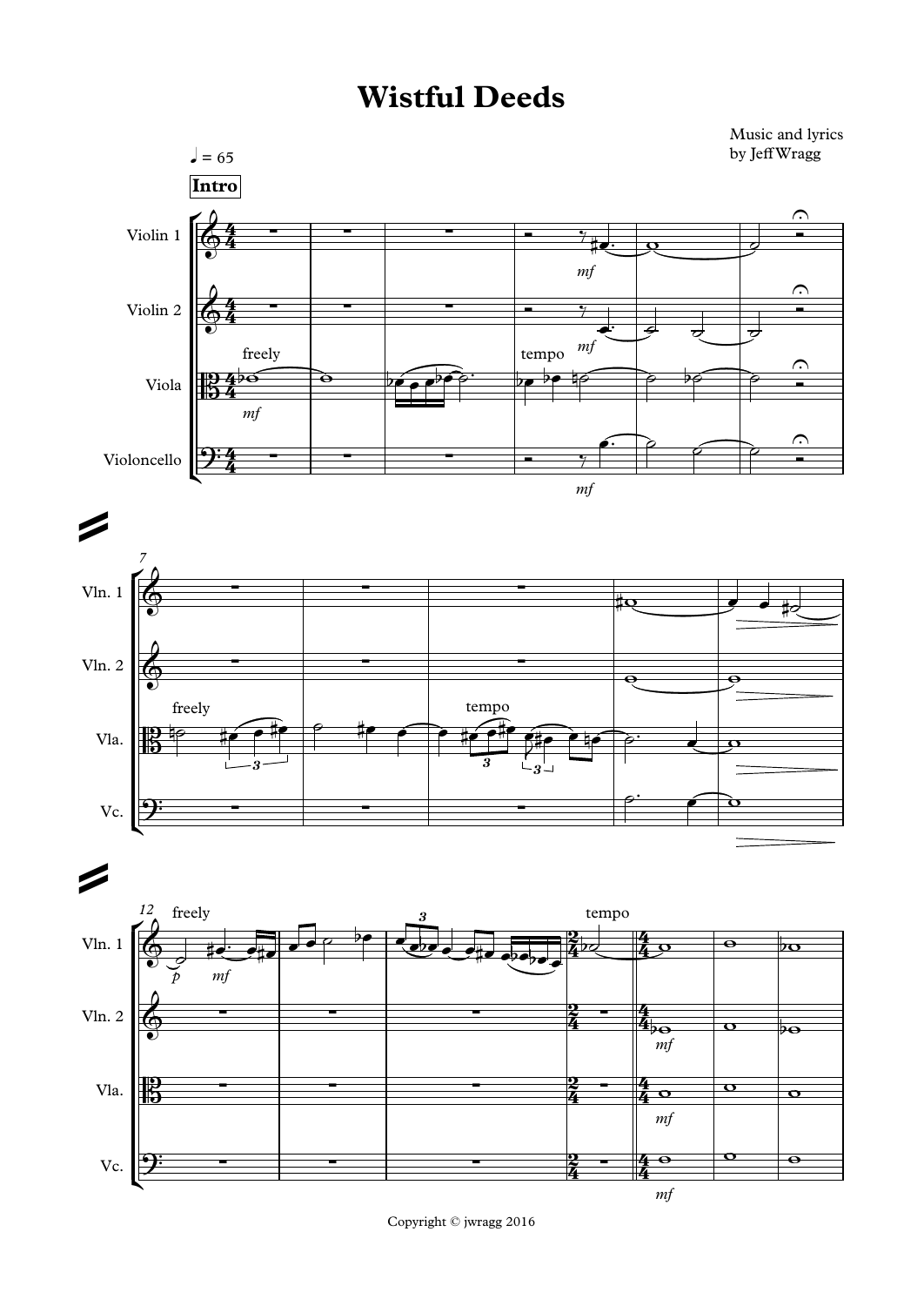# Wistful Deeds

Music and lyrics
by Jeff Wragg

Copyright © jwragg 2016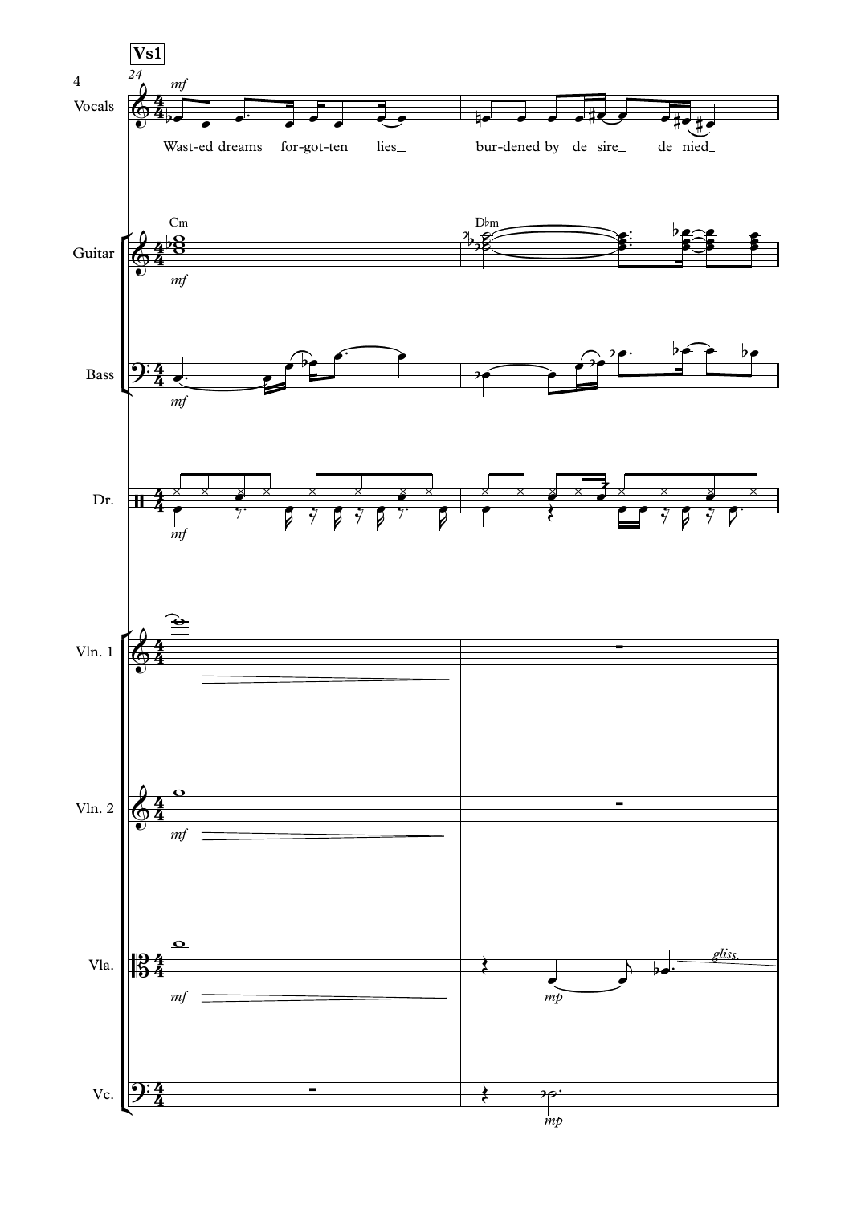**Vs1**

Wast-ed dreams for-got-ten lies_ bur-dened by de sire_ de nied_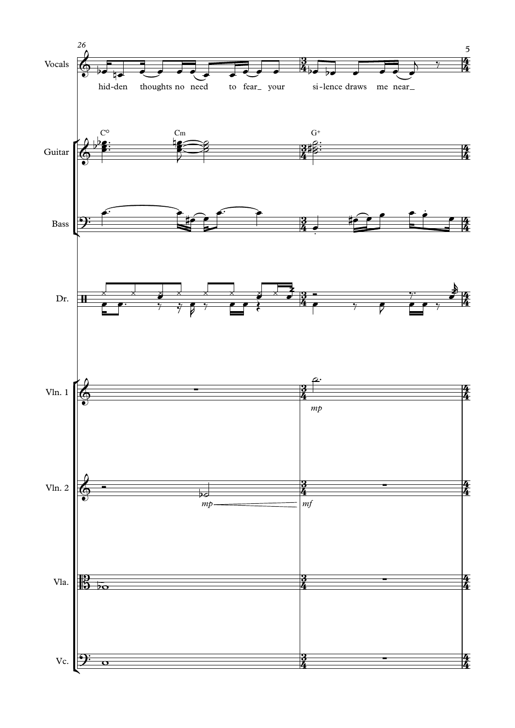Vocals

hid-den thoughts no need to fear_ your si-lence draws me near_

Guitar

C° Cm G+

Bass

Dr.

Vln. 1

*mp*

Vln. 2

*mp* *mf*

Vla.

Vc.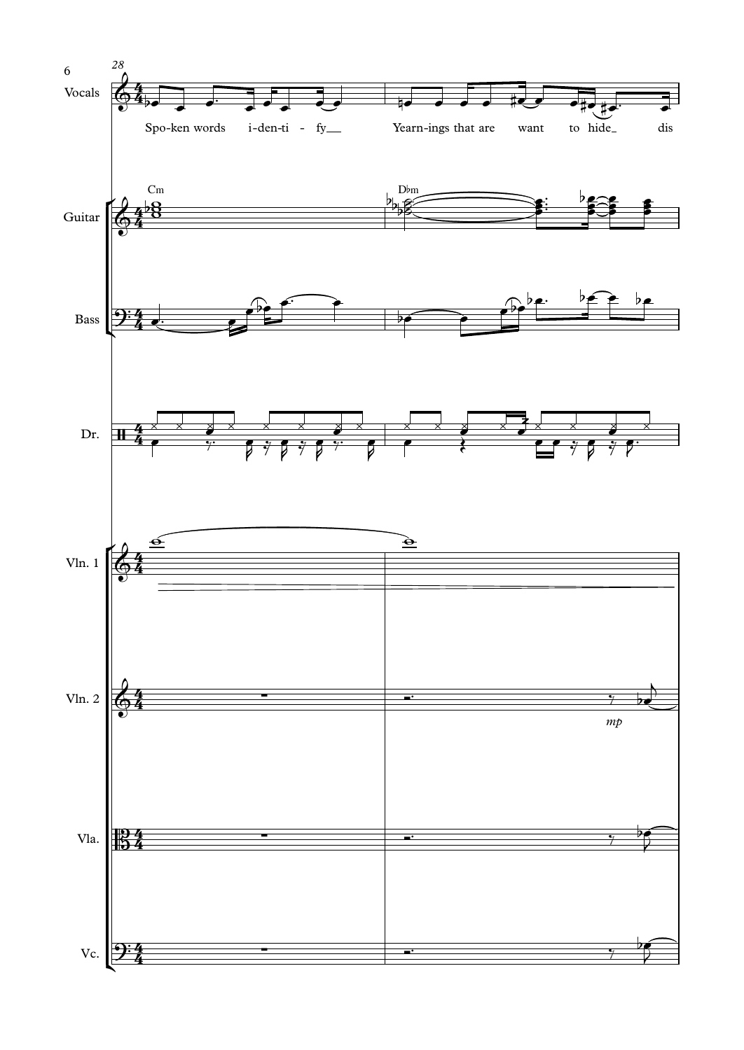28

Vocals

Spo-ken words i-den-ti - fy__ Yearn-ings that are want to hide_ dis

Guitar

Cm D♭m

Bass

Dr.

Vln. 1

Vln. 2

*mp*

Vla.

Vc.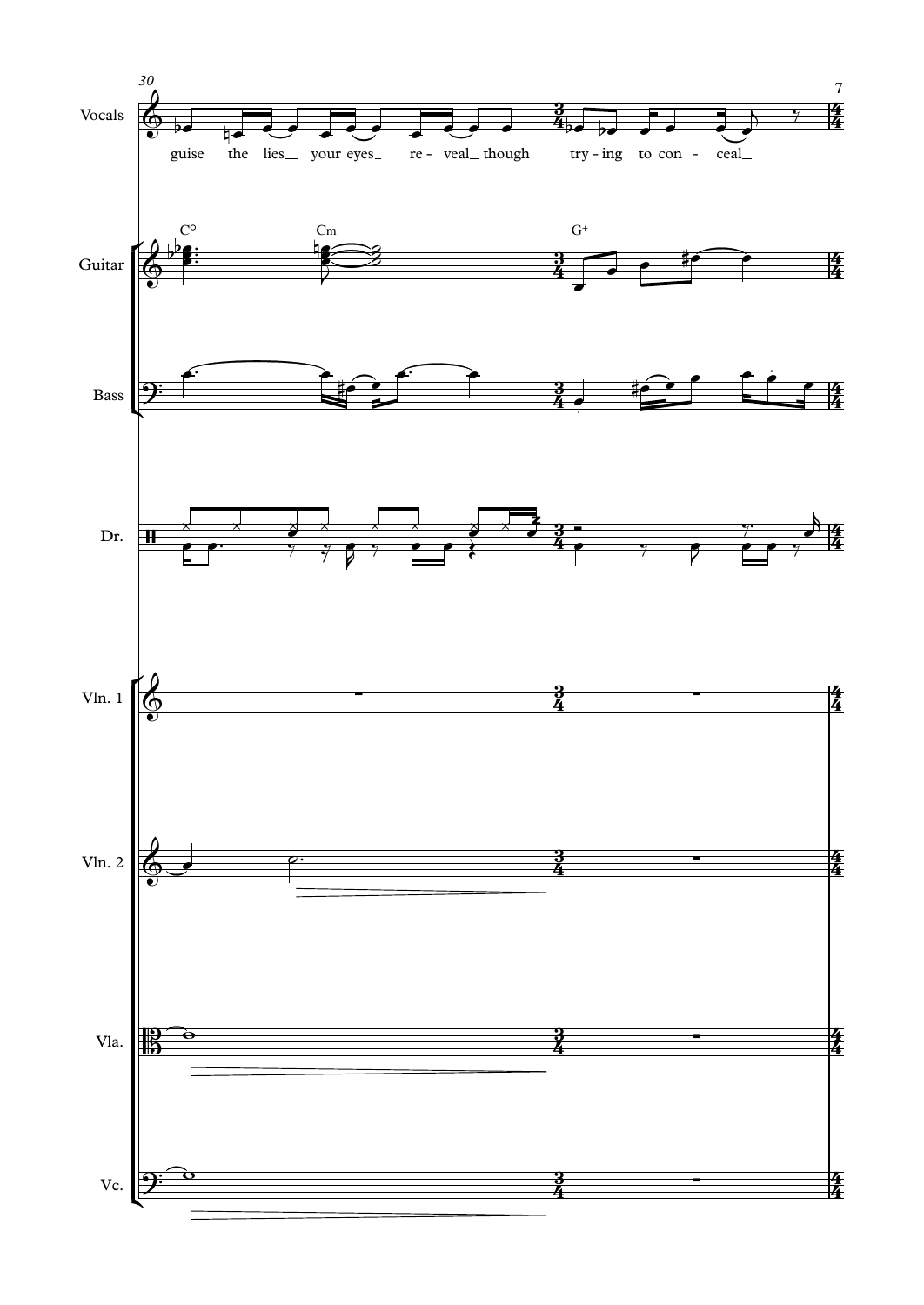Vocals

guise the lies_ your eyes_ re - veal_ though try - ing to con - ceal_

Guitar

C° Cm G+

Bass

Dr.

Vln. 1

Vln. 2

Vla.

Vc.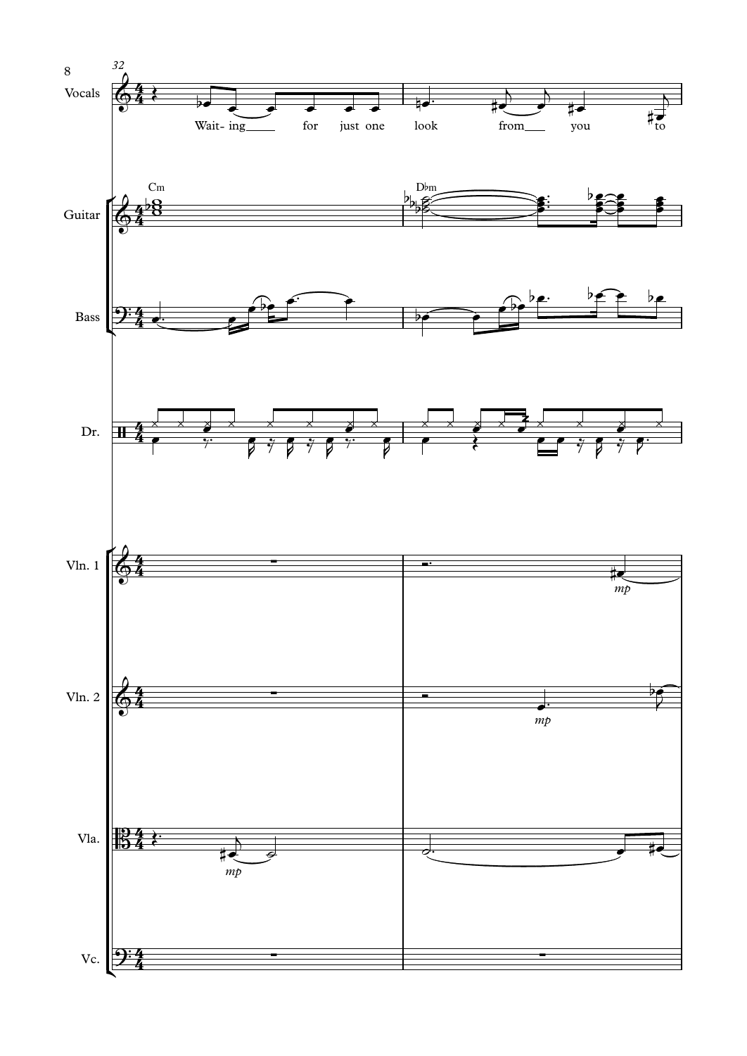32

Vocals: Wait- ing for just one look from you to

Guitar: Cm | D♭m

Bass

Dr.

Vln. 1 — *mp*

Vln. 2 — *mp*

Vla. — *mp*

Vc.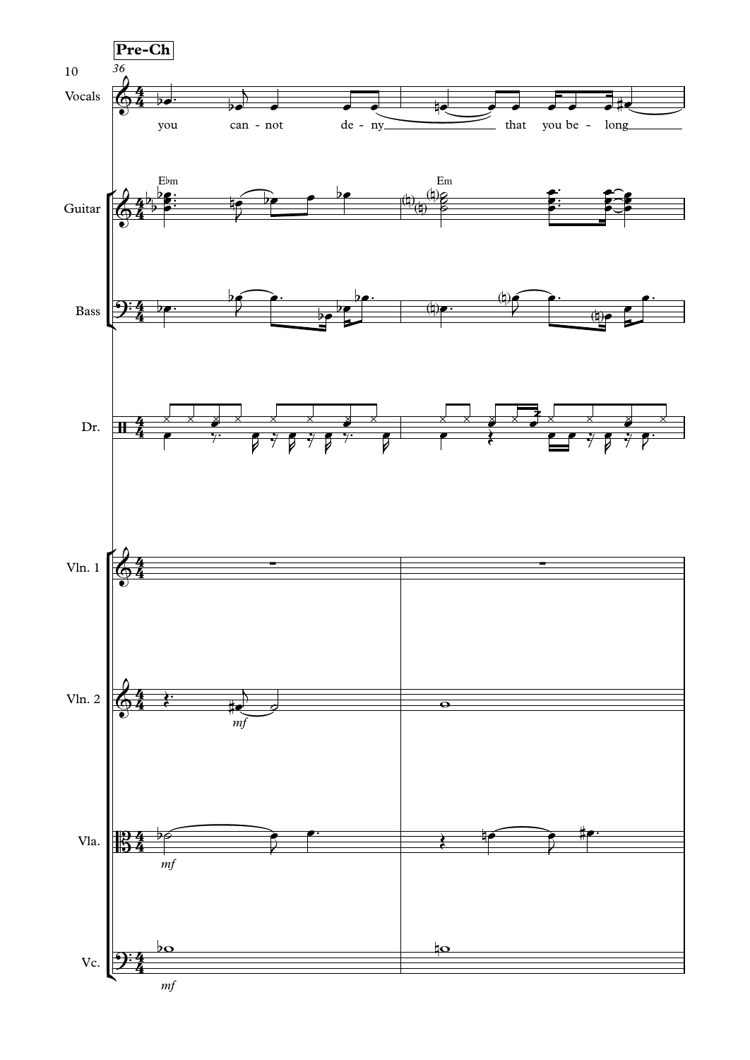**Pre-Ch**

36

Vocals: you can - not de - ny that you be - long

Guitar: E♭m Em

Bass

Dr.

Vln. 1

Vln. 2 *mf*

Vla. *mf*

Vc. *mf*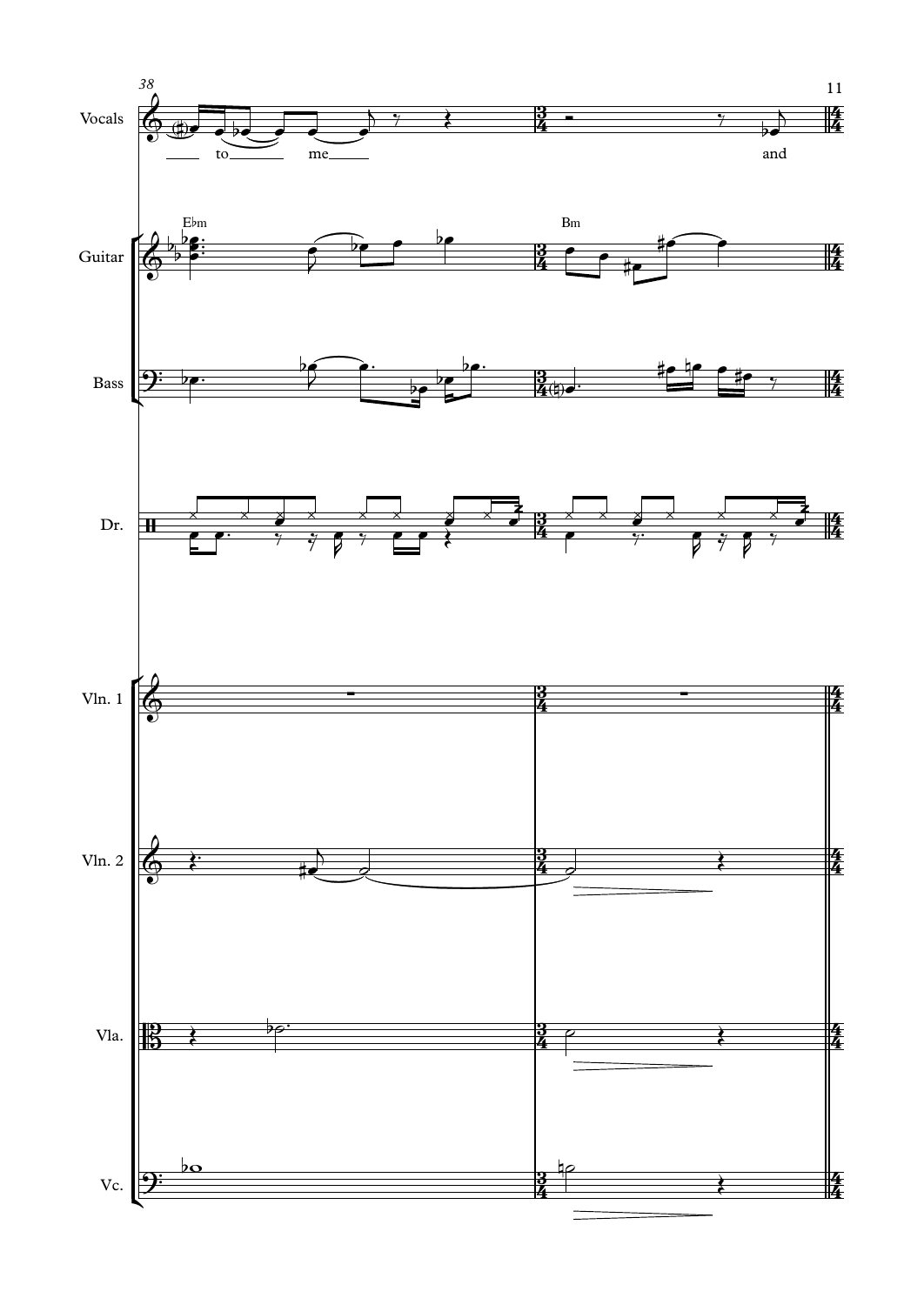38

Vocals

to me and

Guitar

E♭m

Bm

Bass

Dr.

Vln. 1

Vln. 2

Vla.

Vc.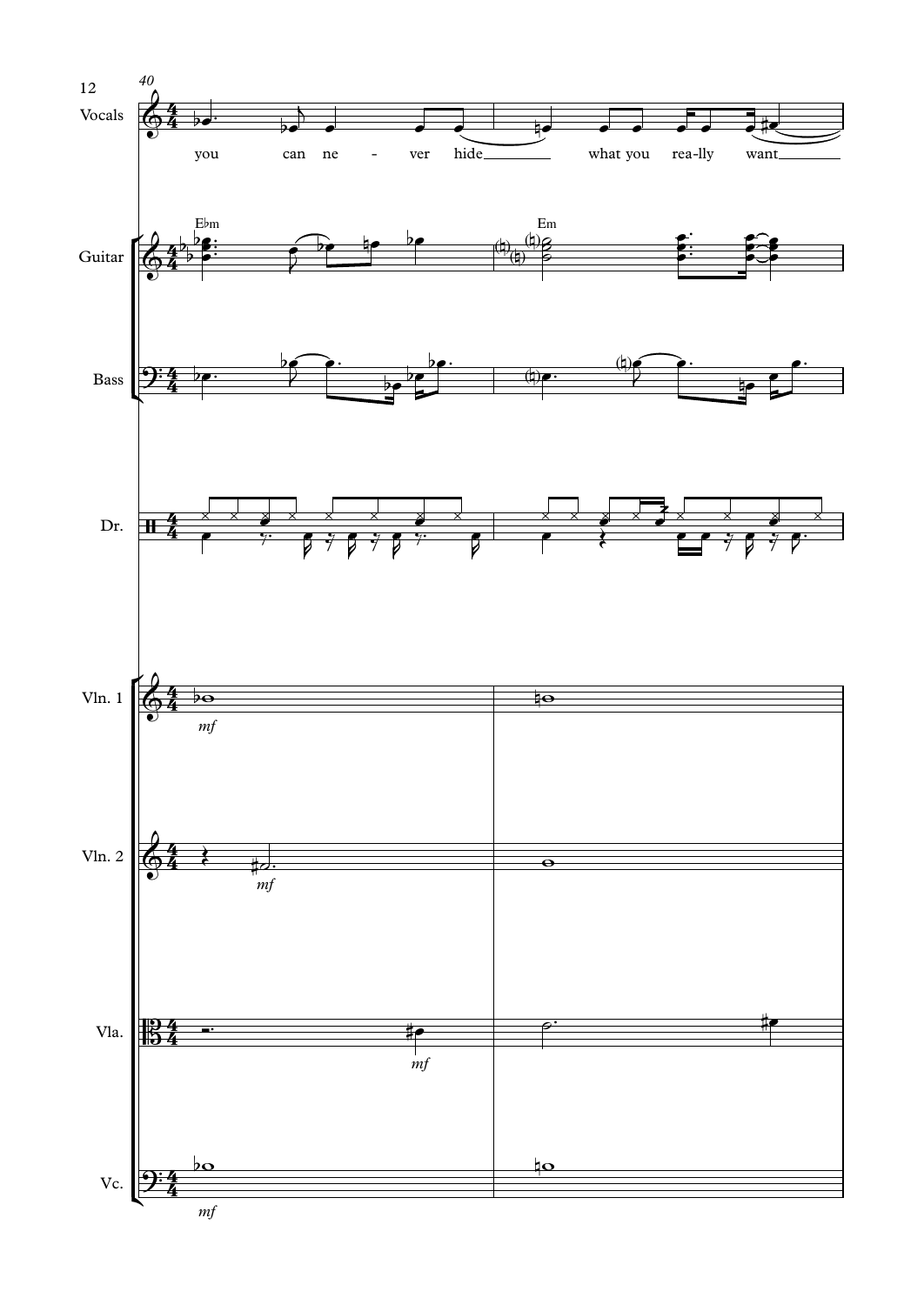40

Vocals: you can ne - ver hide what you rea-lly want

Guitar: E♭m Em

Bass

Dr.

Vln. 1 *mf*

Vln. 2 *mf*

Vla. *mf*

Vc. *mf*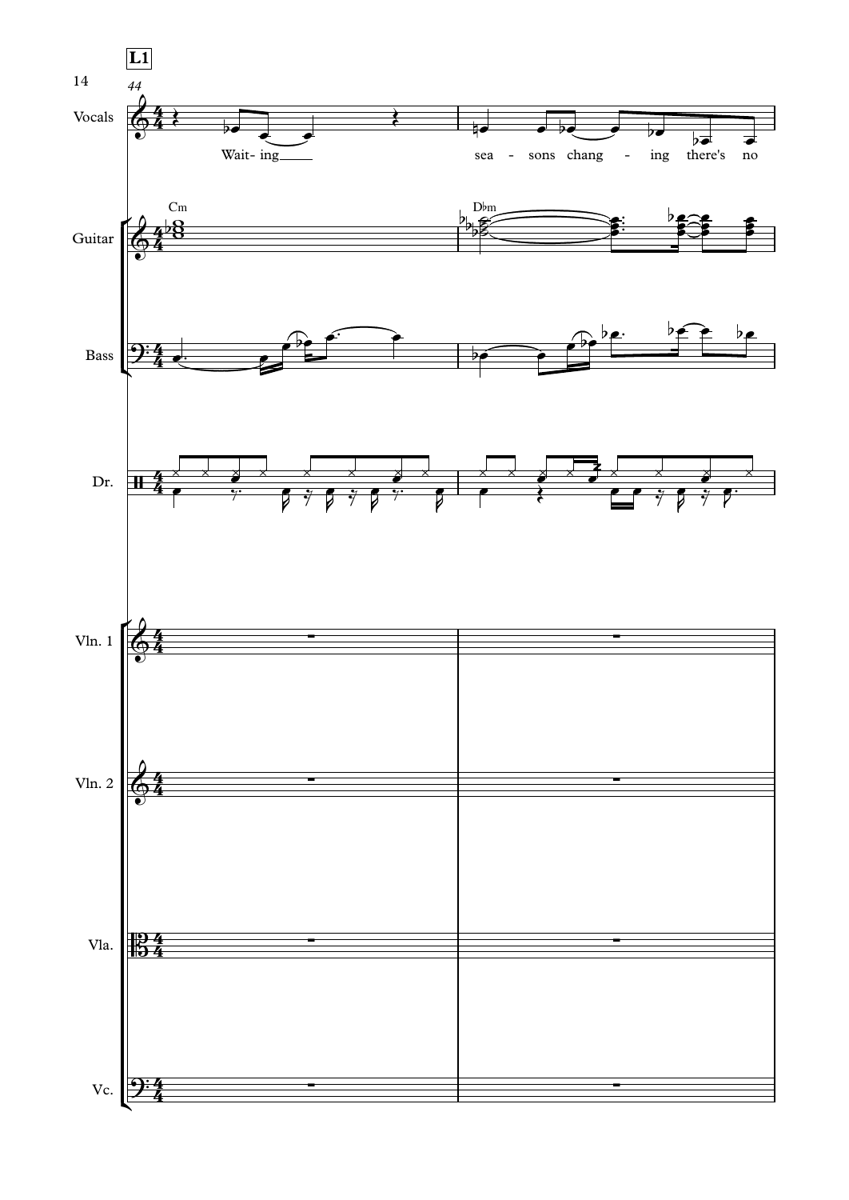**L1**

44

Vocals

Wait- ing sea - sons chang - ing there's no

Cm Db m

Guitar

Bass

Dr.

Vln. 1

Vln. 2

Vla.

Vc.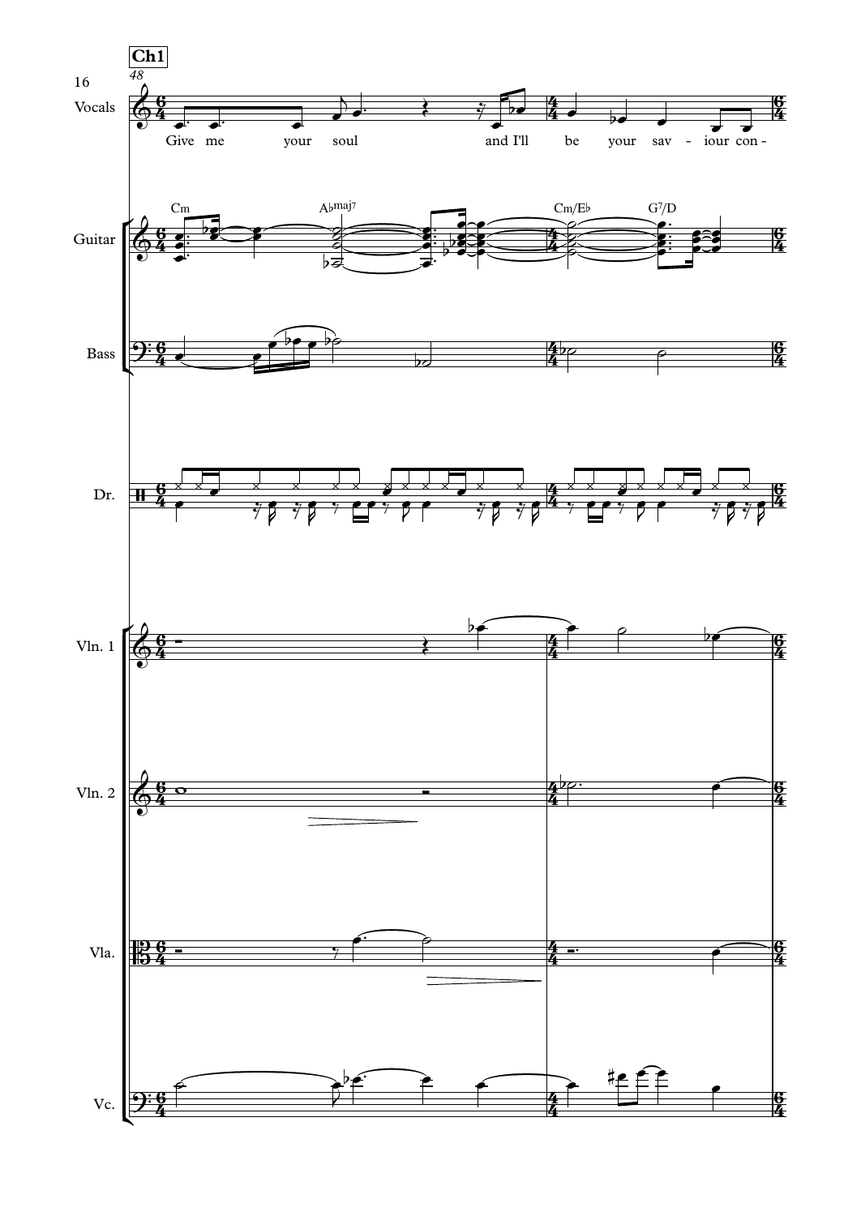**Ch1**

48

Vocals: Give me your soul and I'll be your sav - iour con -

Guitar: Cm — A♭maj7 — Cm/E♭ — G7/D

Bass

Dr.

Vln. 1

Vln. 2

Vla.

Vc.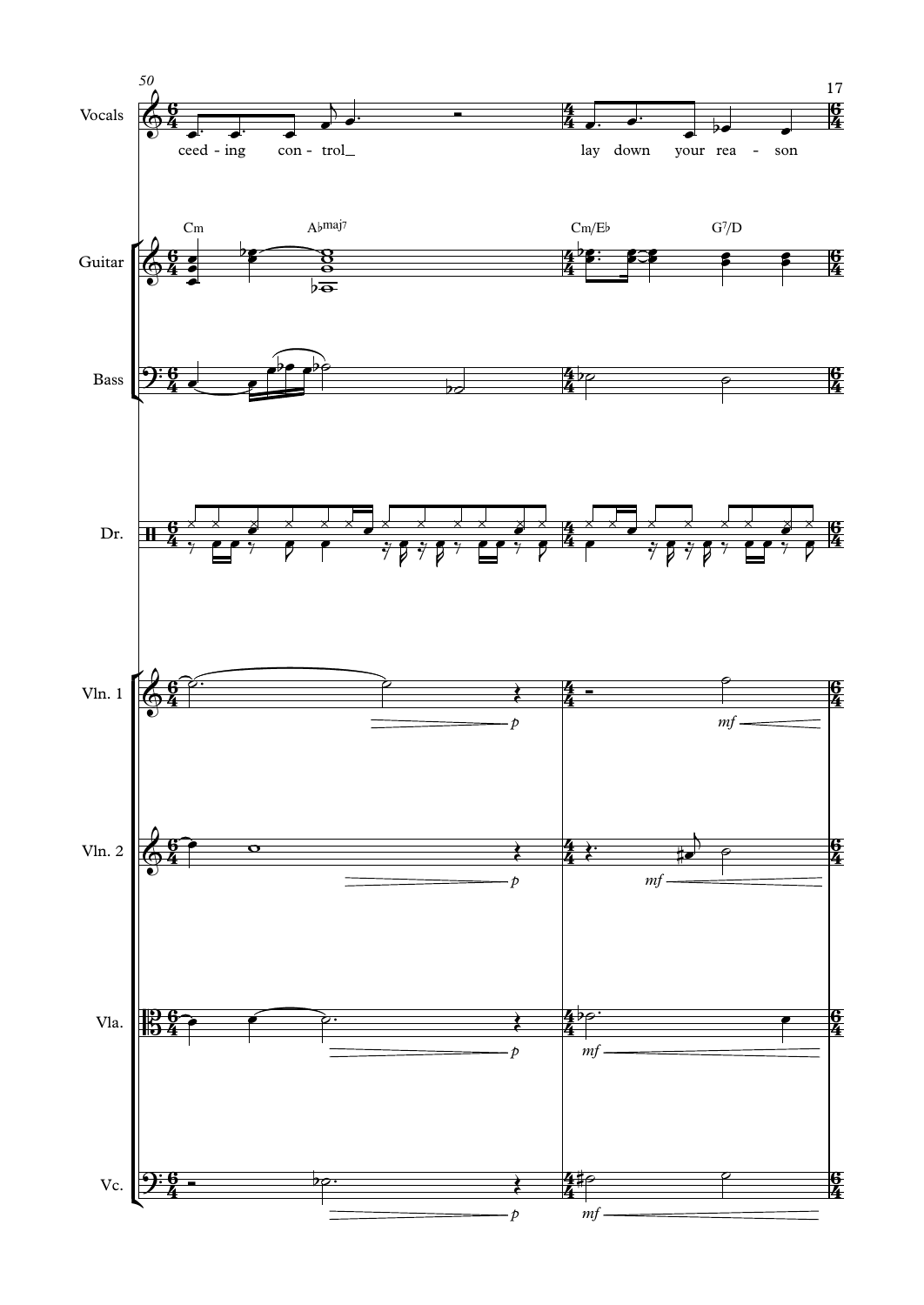50

Vocals: ceed - ing con - trol_ lay down your rea - son

Guitar: Cm A♭maj7 Cm/E♭ G7/D

Bass

Dr.

Vln. 1: *p* *mf*

Vln. 2: *p* *mf*

Vla.: *p* *mf*

Vc.: *p* *mf*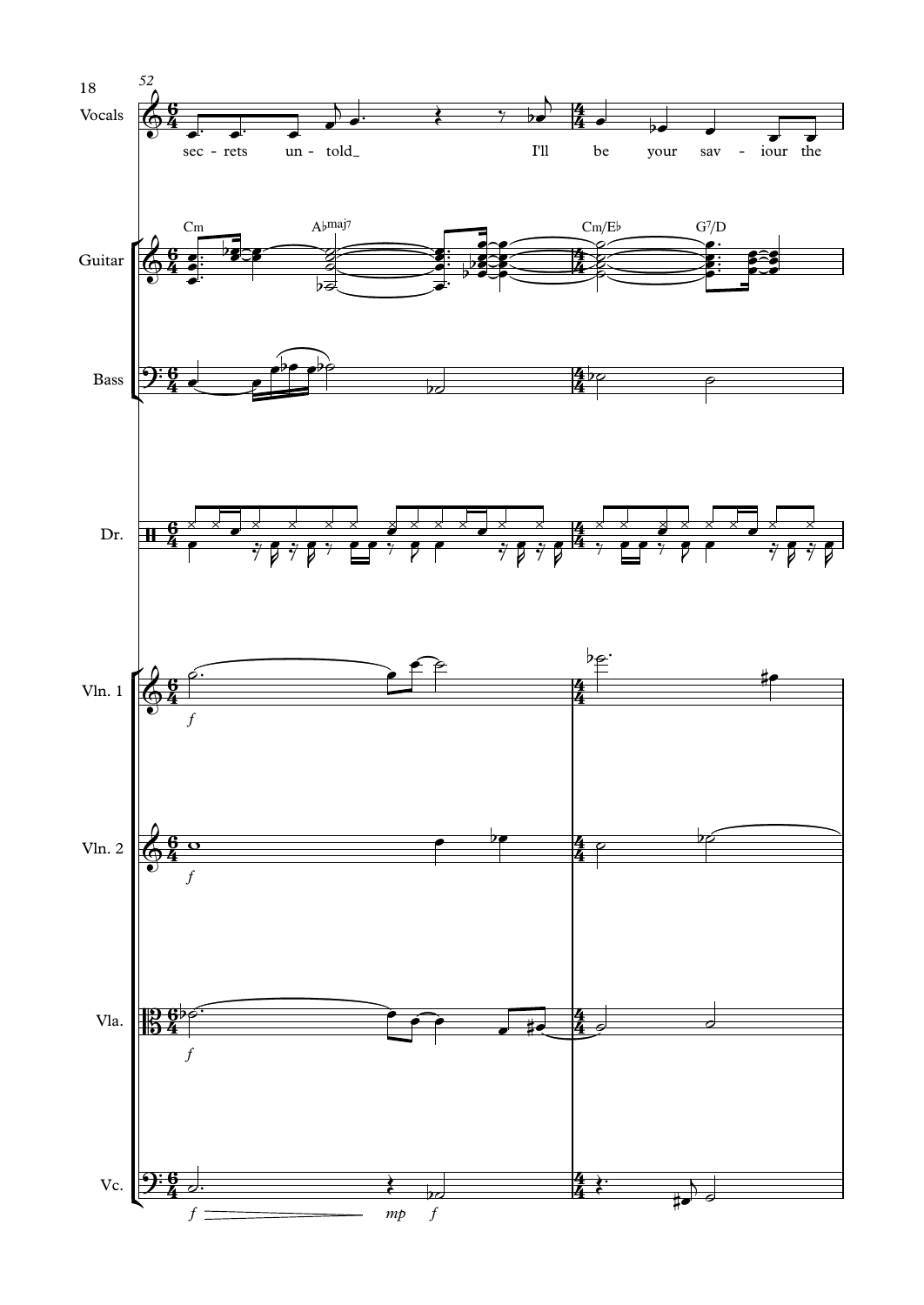52

Vocals: sec - rets un - told_ I'll be your sav - iour the

Guitar: Cm A♭maj7 Cm/E♭ G7/D

Bass

Dr.

Vln. 1 *f*

Vln. 2 *f*

Vla. *f*

Vc. *f* *mp* *f*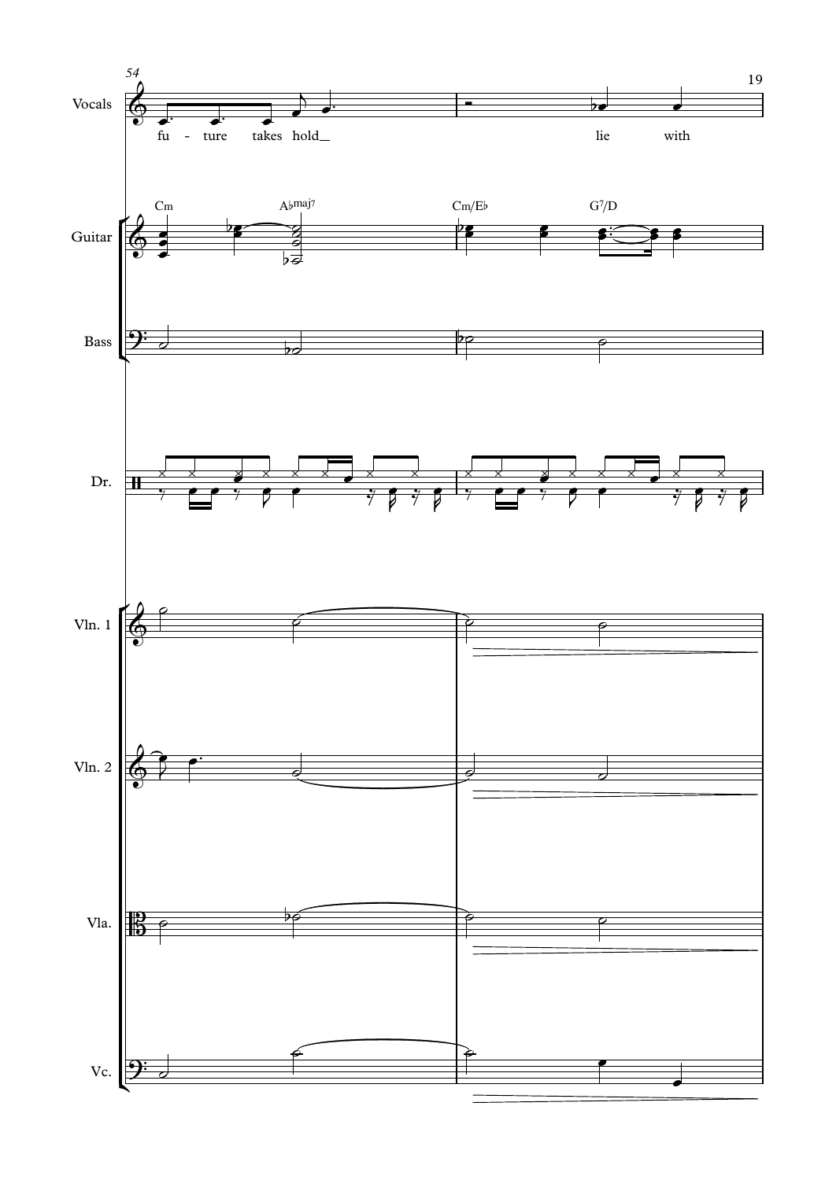Vocals: fu - ture takes hold\_ lie with

Guitar: Cm, A♭maj7, Cm/E♭, G7/D

Bass

Dr.

Vln. 1

Vln. 2

Vla.

Vc.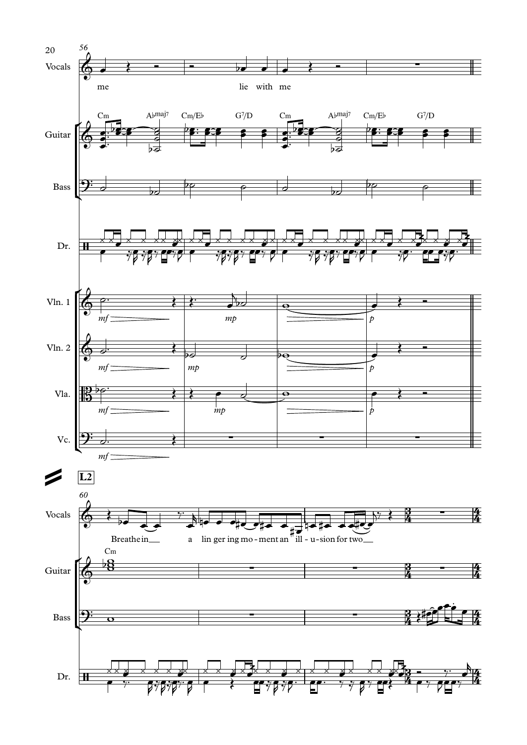Vocals: me — lie with me

Guitar: Cm, A♭maj7, Cm/E♭, G7/D, Cm, A♭maj7, Cm/E♭, G7/D

Bass

Dr.

Vln. 1: *mf*, *mp*, *p*

Vln. 2: *mf*, *mp*, *p*

Vla.: *mf*, *mp*, *p*

Vc.: *mf*

**L2**

Vocals: Breathe in a lin ger ing mo - ment an ill - u - sion for two

Guitar: Cm

Bass

Dr.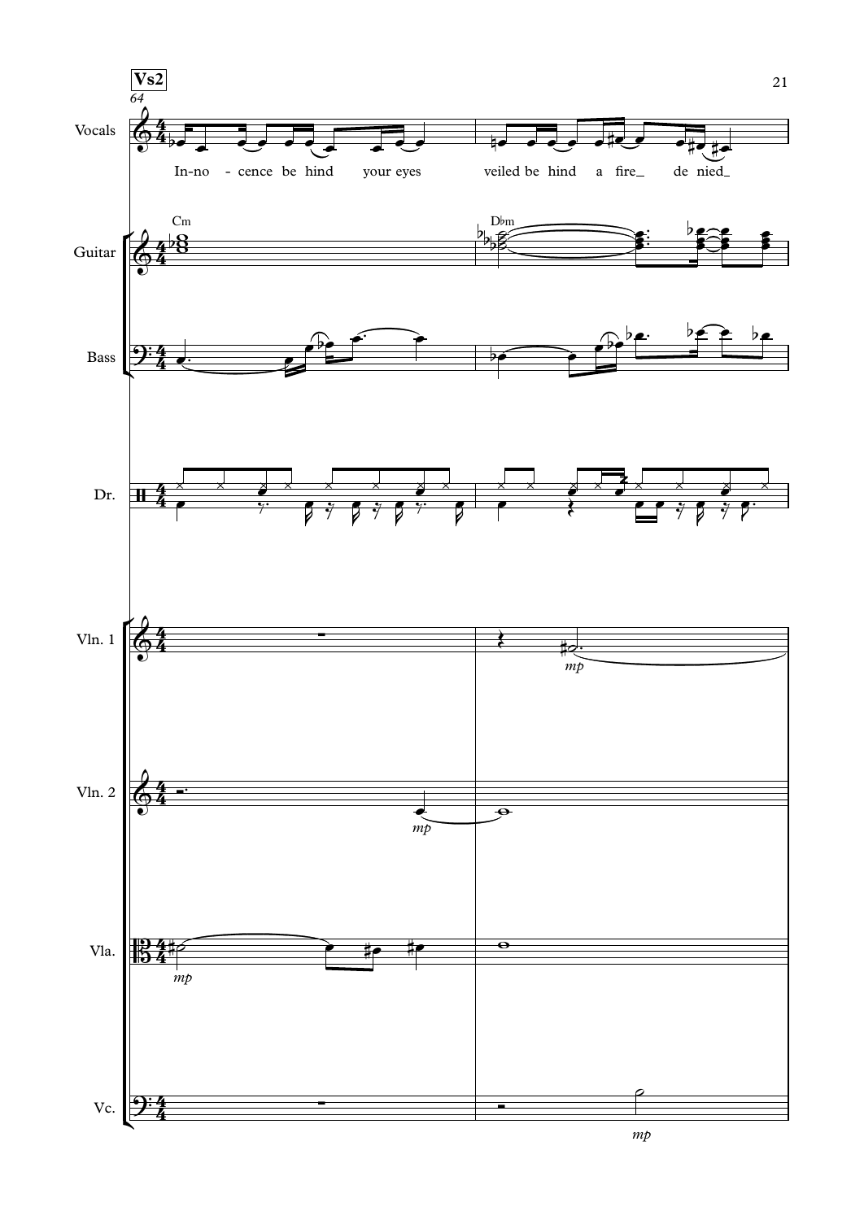**Vs2**

64

Vocals: In-no - cence be hind your eyes veiled be hind a fire_ de nied_

Guitar: Cm D♭m

Bass

Dr.

Vln. 1 — *mp*

Vln. 2 — *mp*

Vla. — *mp*

Vc. — *mp*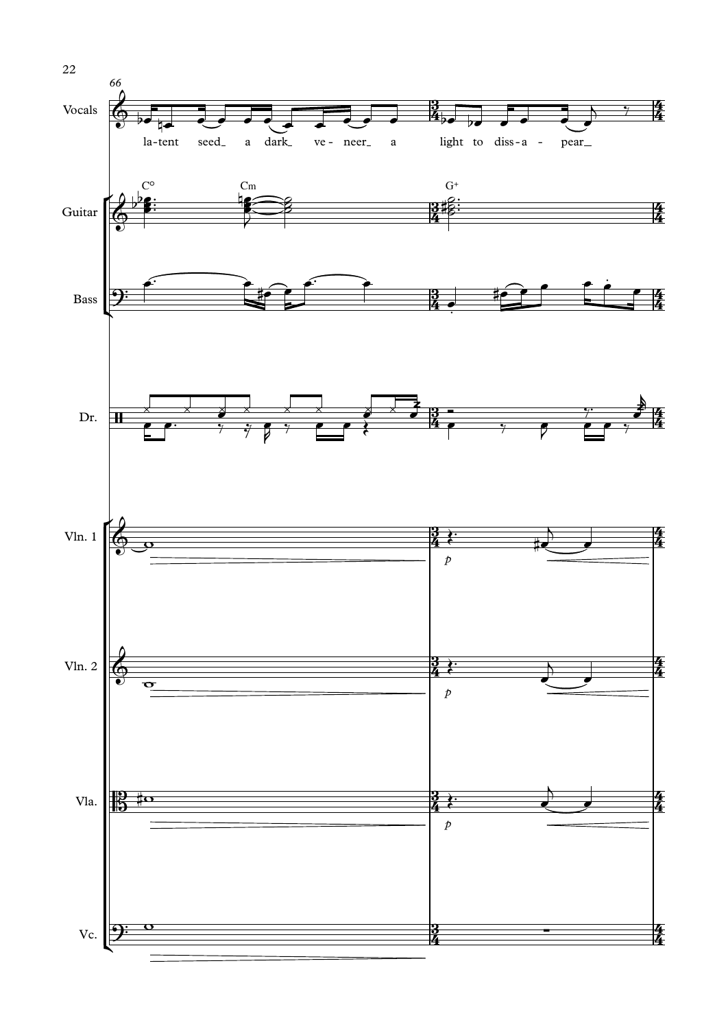Vocals: la-tent seed_ a dark_ ve - neer_ a light to diss - a - pear_

Guitar: C° Cm G+

Bass

Dr.

Vln. 1

Vln. 2

Vla.

Vc.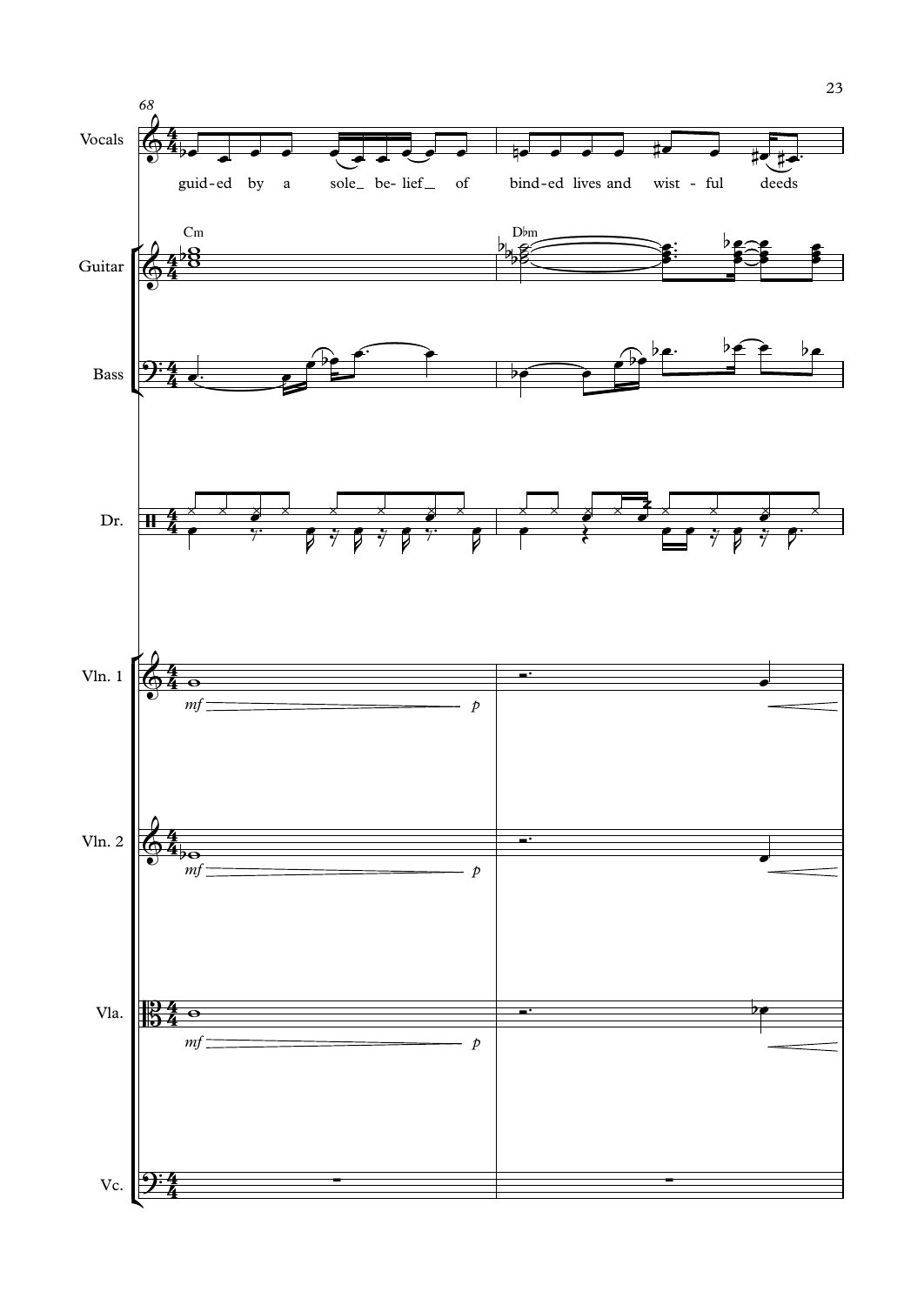Vocals

guid-ed by a sole_ be- lief_ of bind-ed lives and wist - ful deeds

Guitar

Cm

D♭m

Bass

Dr.

Vln. 1

*mf* *p*

Vln. 2

*mf* *p*

Vla.

*mf* *p*

Vc.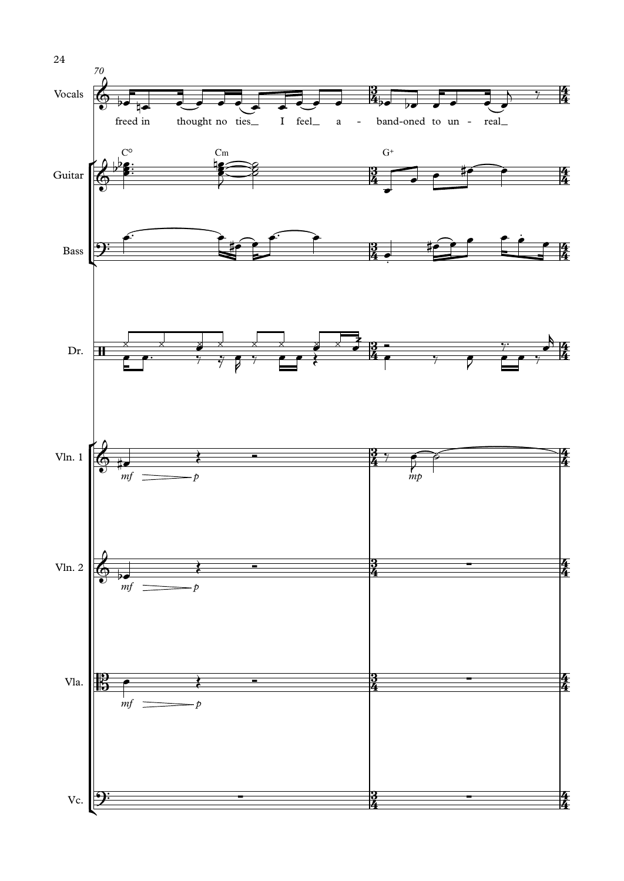70

Vocals

freed in thought no ties_ I feel_ a - band-oned to un - real_

Guitar

C° Cm G+

Bass

Dr.

Vln. 1

*mf* *p* *mp*

Vln. 2

*mf* *p*

Vla.

*mf* *p*

Vc.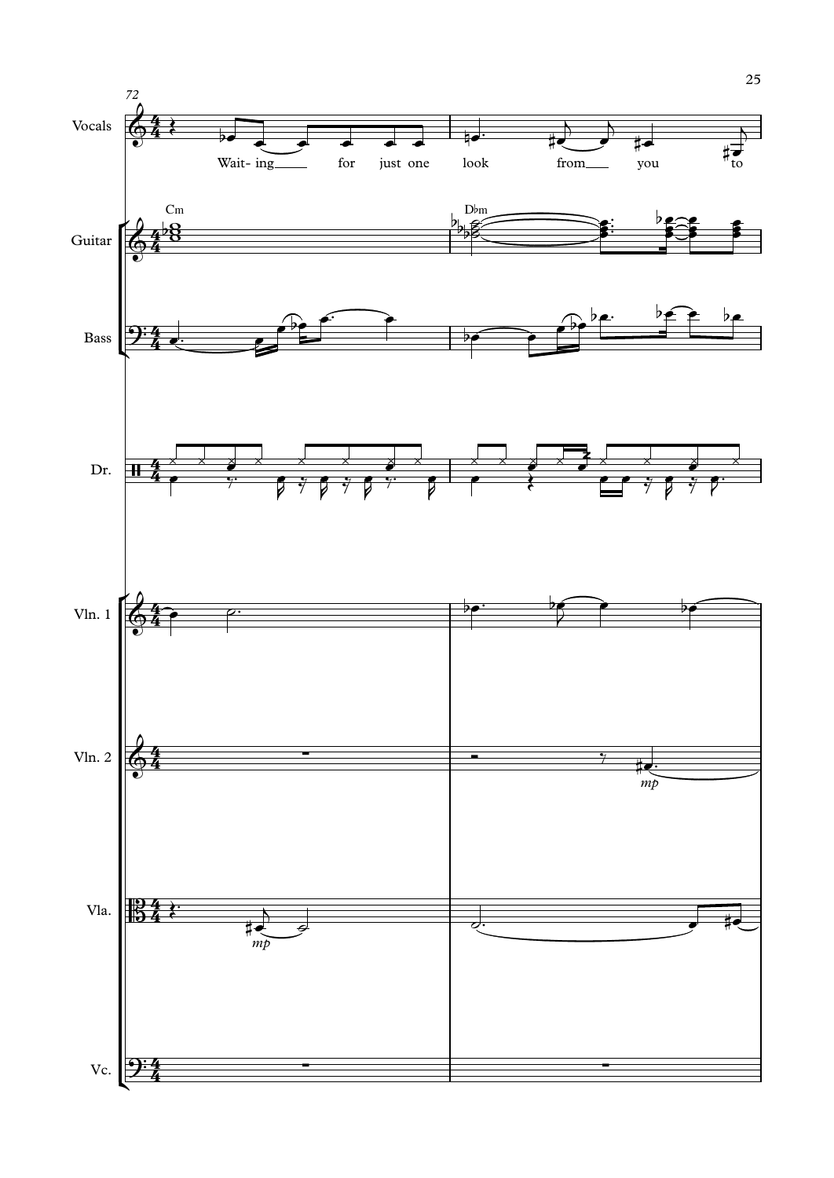72

Vocals: Wait- ing for just one look from you to

Cm
D♭m

Guitar

Bass

Dr.

Vln. 1

Vln. 2
*mp*

Vla.
*mp*

Vc.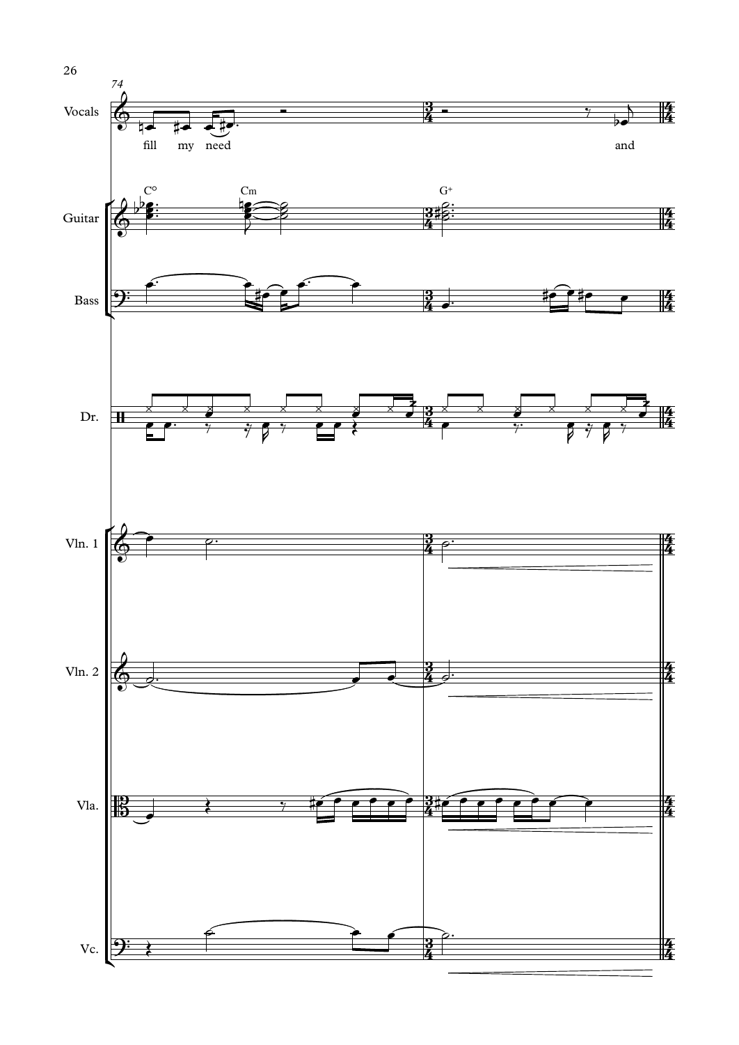74

Vocals

fill my need and

Guitar

C° Cm G+

Bass

Dr.

Vln. 1

Vln. 2

Vla.

Vc.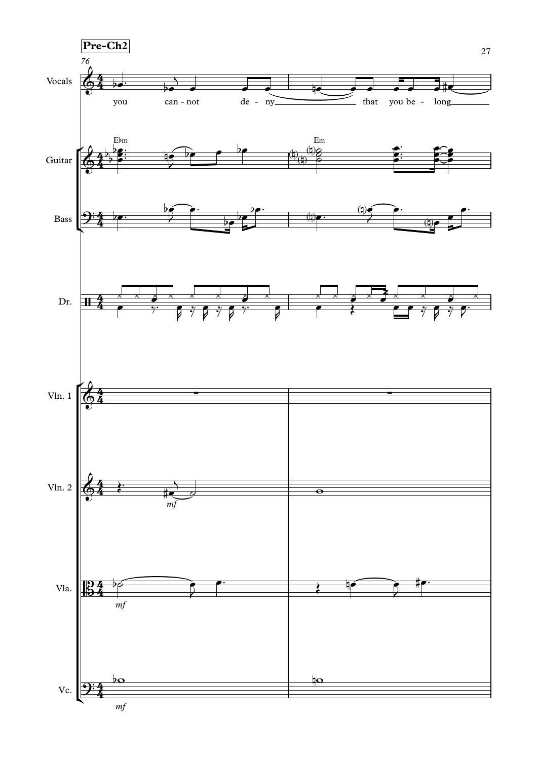**Pre-Ch2**

76

Vocals: you can - not de - ny that you be - long

Guitar: E♭m Em

Bass

Dr.

Vln. 1

Vln. 2 *mf*

Vla. *mf*

Vc. *mf*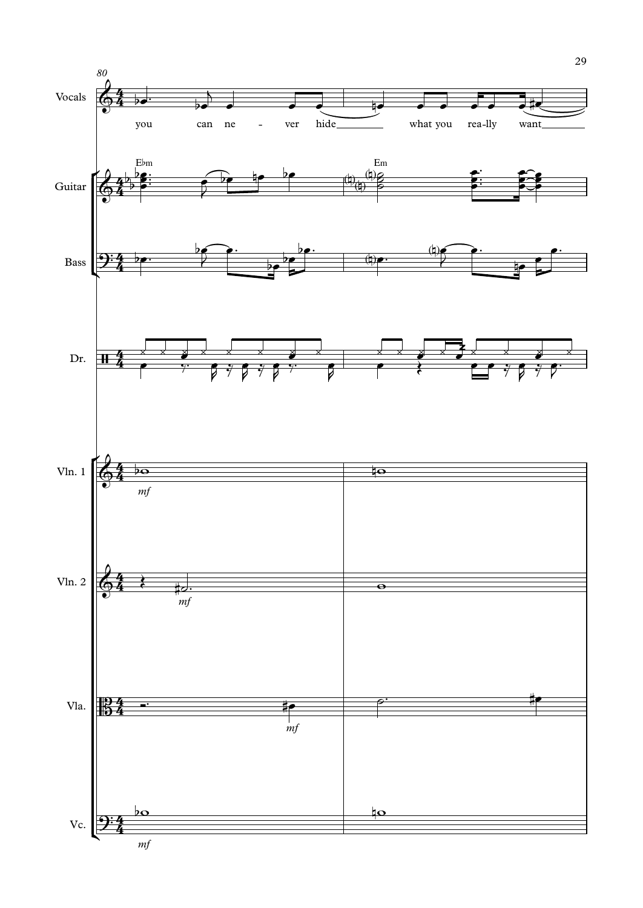80

Vocals

you can ne - ver hide what you rea-lly want

Guitar

E♭m

Em

Bass

Dr.

Vln. 1

*mf*

Vln. 2

*mf*

Vla.

*mf*

Vc.

*mf*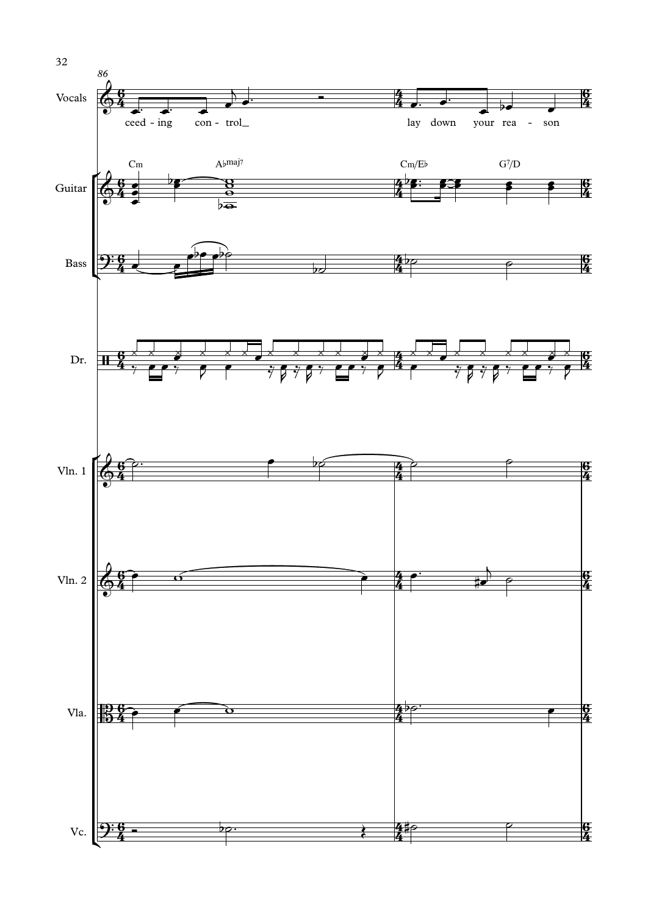86

Vocals: ceed - ing con - trol_ lay down your rea - son

Guitar: Cm A♭maj7 Cm/E♭ G7/D

Bass

Dr.

Vln. 1

Vln. 2

Vla.

Vc.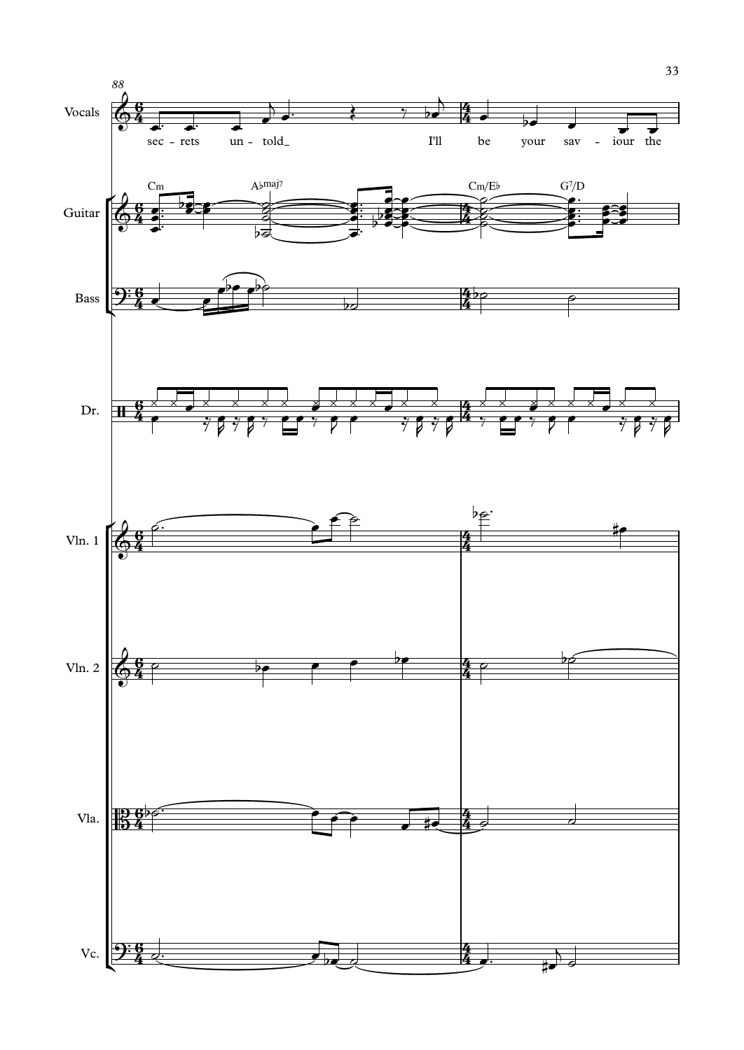88

Vocals

sec - rets un - told_ I'll be your sav - iour the

Cm A♭maj7 Cm/E♭ G7/D

Guitar

Bass

Dr.

Vln. 1

Vln. 2

Vla.

Vc.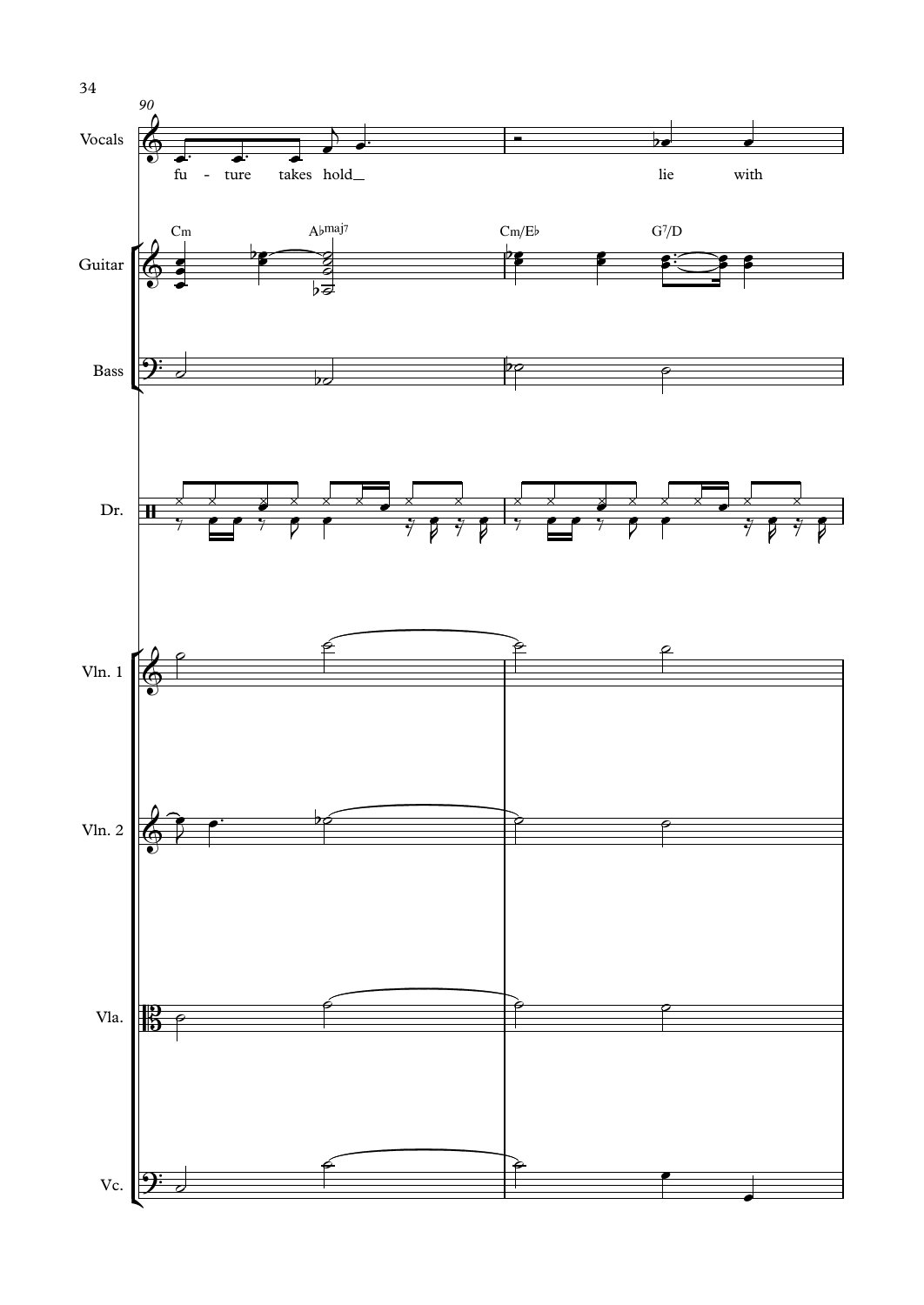90

Vocals

fu - ture takes hold\_\_ lie with

Cm Abmaj7 Cm/Eb G7/D

Guitar

Bass

Dr.

Vln. 1

Vln. 2

Vla.

Vc.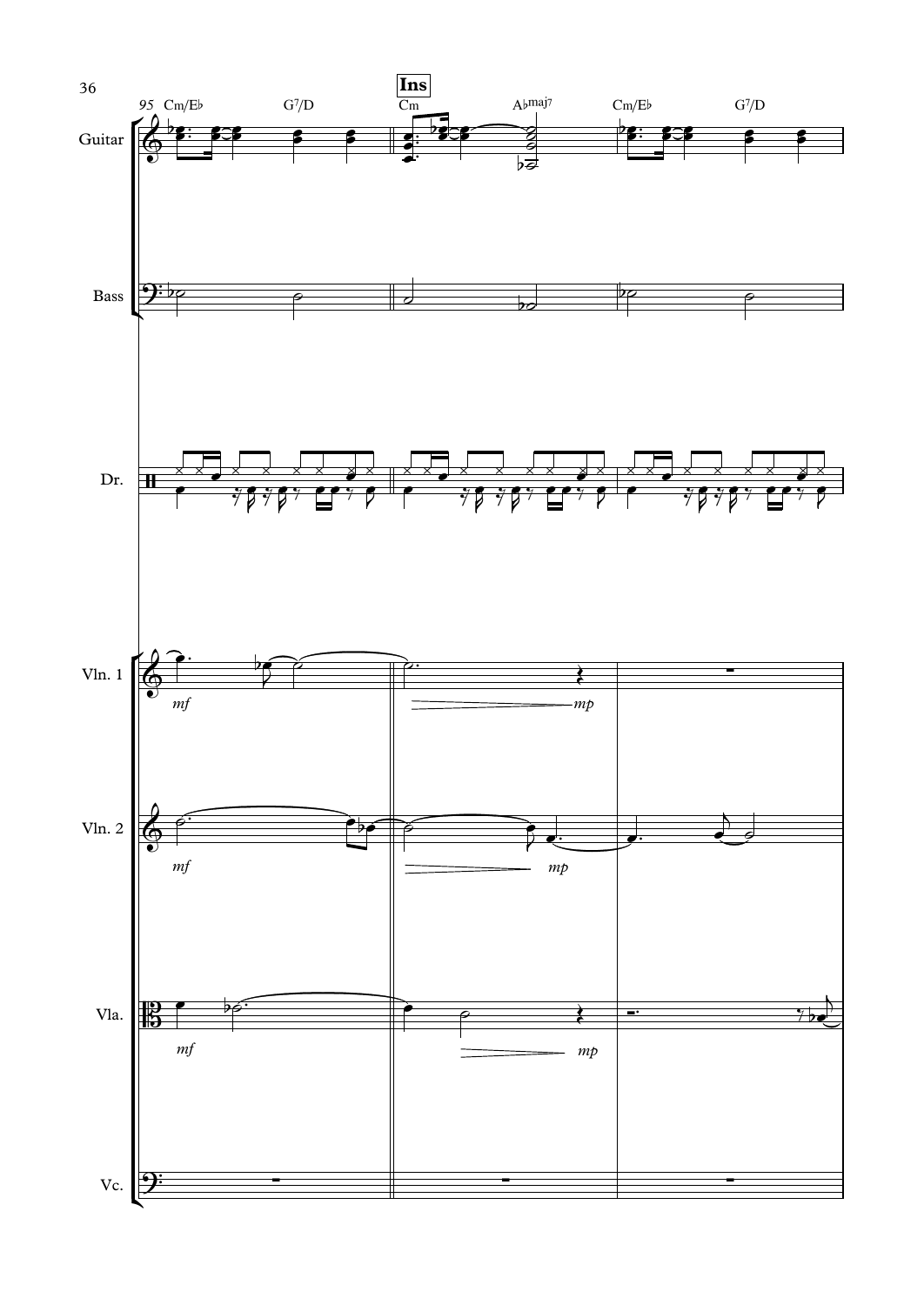95 Cm/E♭ G7/D **Ins** Cm A♭maj7 Cm/E♭ G7/D

Guitar

Bass

Dr.

Vln. 1 *mf* *mp*

Vln. 2 *mf* *mp*

Vla. *mf* *mp*

Vc.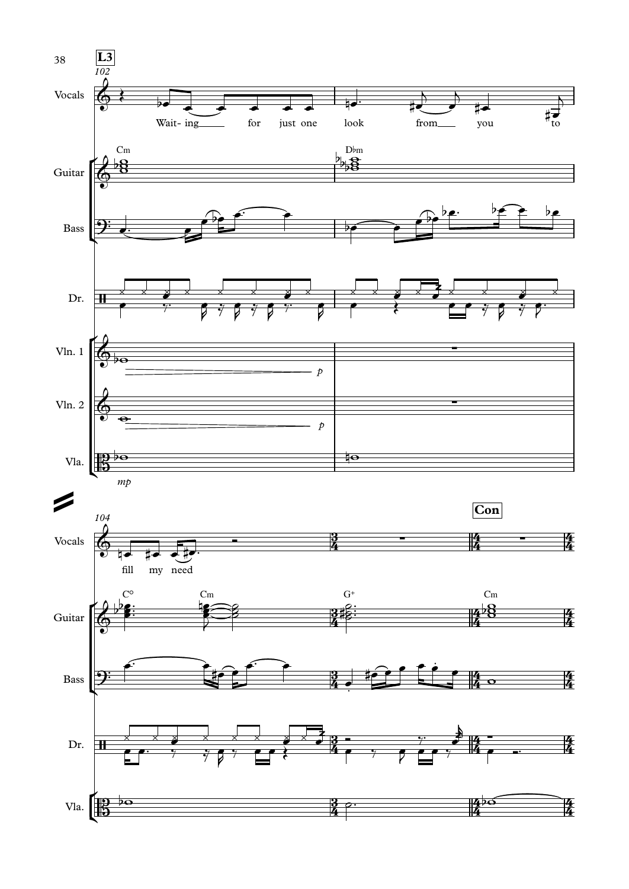**L3**

102

Vocals: Wait- ing for just one look from you to

Guitar: Cm Dbm

Bass

Dr.

Vln. 1 — *p*

Vln. 2 — *p*

Vla. — *mp*

104

Vocals: fill my need

Guitar: C° Cm G+ Cm

Bass

Dr.

Vla.

**Con**